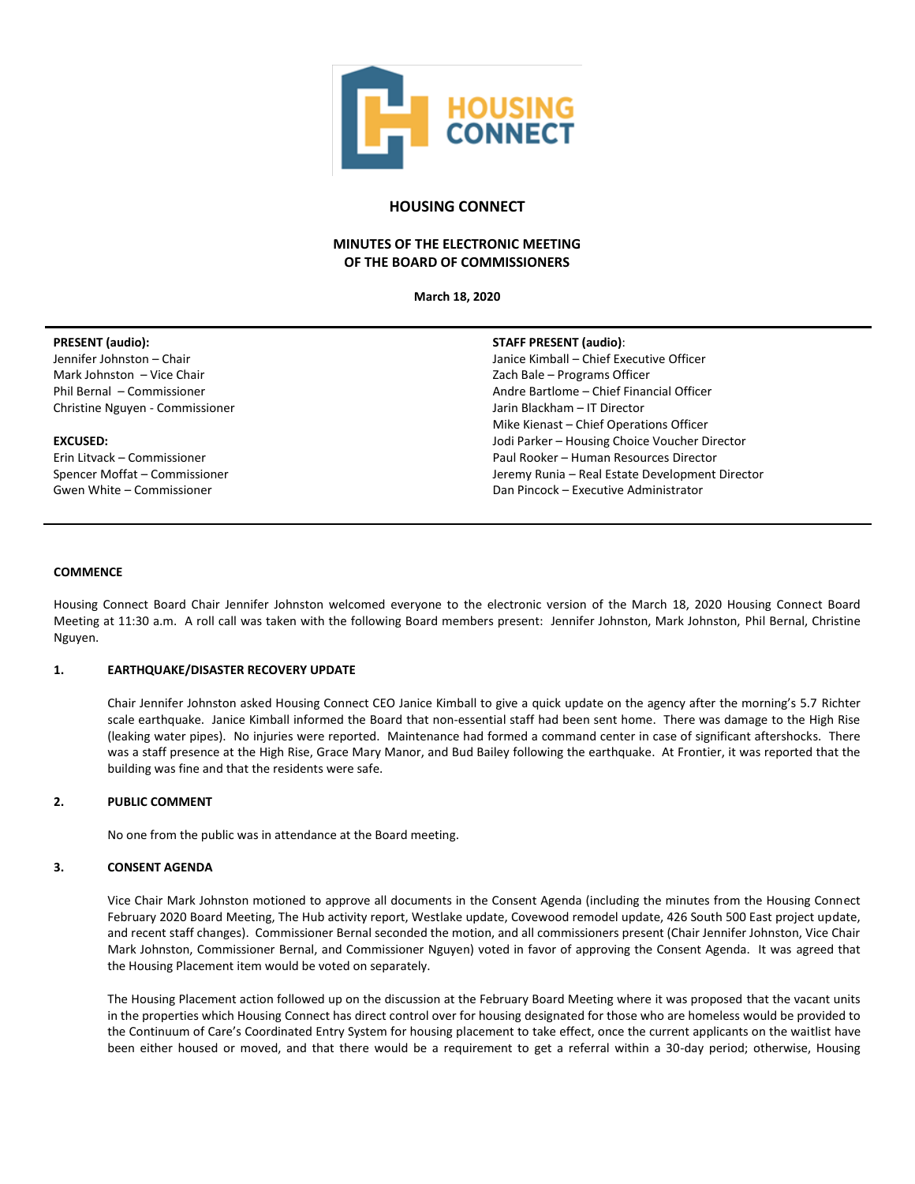# HOUSING CONNECT

## MINUTES OF THE ELECTRONIC MEETING OF THE BOARD OF COMMISSIONERS

**March 18, 2020**

**PRESENT (audio):**
Jennifer Johnston – Chair
Mark Johnston – Vice Chair
Phil Bernal – Commissioner
Christine Nguyen - Commissioner

**EXCUSED:**
Erin Litvack – Commissioner
Spencer Moffat – Commissioner
Gwen White – Commissioner

**STAFF PRESENT (audio)**:
Janice Kimball – Chief Executive Officer
Zach Bale – Programs Officer
Andre Bartlome – Chief Financial Officer
Jarin Blackham – IT Director
Mike Kienast – Chief Operations Officer
Jodi Parker – Housing Choice Voucher Director
Paul Rooker – Human Resources Director
Jeremy Runia – Real Estate Development Director
Dan Pincock – Executive Administrator

### COMMENCE

Housing Connect Board Chair Jennifer Johnston welcomed everyone to the electronic version of the March 18, 2020 Housing Connect Board Meeting at 11:30 a.m. A roll call was taken with the following Board members present: Jennifer Johnston, Mark Johnston, Phil Bernal, Christine Nguyen.

### 1. EARTHQUAKE/DISASTER RECOVERY UPDATE

Chair Jennifer Johnston asked Housing Connect CEO Janice Kimball to give a quick update on the agency after the morning's 5.7 Richter scale earthquake. Janice Kimball informed the Board that non-essential staff had been sent home. There was damage to the High Rise (leaking water pipes). No injuries were reported. Maintenance had formed a command center in case of significant aftershocks. There was a staff presence at the High Rise, Grace Mary Manor, and Bud Bailey following the earthquake. At Frontier, it was reported that the building was fine and that the residents were safe.

### 2. PUBLIC COMMENT

No one from the public was in attendance at the Board meeting.

### 3. CONSENT AGENDA

Vice Chair Mark Johnston motioned to approve all documents in the Consent Agenda (including the minutes from the Housing Connect February 2020 Board Meeting, The Hub activity report, Westlake update, Covewood remodel update, 426 South 500 East project update, and recent staff changes). Commissioner Bernal seconded the motion, and all commissioners present (Chair Jennifer Johnston, Vice Chair Mark Johnston, Commissioner Bernal, and Commissioner Nguyen) voted in favor of approving the Consent Agenda. It was agreed that the Housing Placement item would be voted on separately.

The Housing Placement action followed up on the discussion at the February Board Meeting where it was proposed that the vacant units in the properties which Housing Connect has direct control over for housing designated for those who are homeless would be provided to the Continuum of Care's Coordinated Entry System for housing placement to take effect, once the current applicants on the waitlist have been either housed or moved, and that there would be a requirement to get a referral within a 30-day period; otherwise, Housing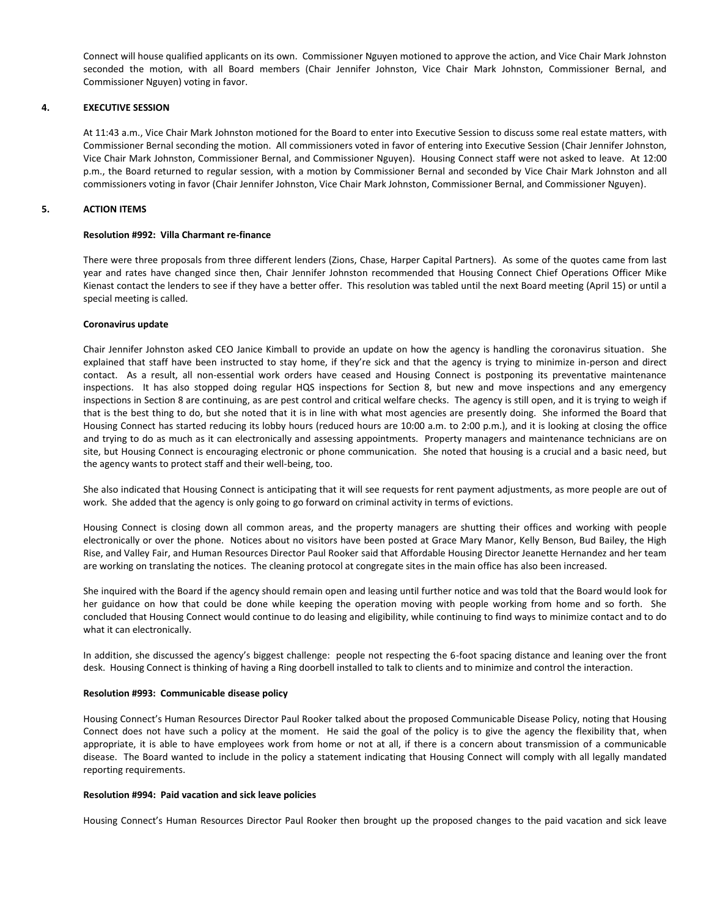Connect will house qualified applicants on its own. Commissioner Nguyen motioned to approve the action, and Vice Chair Mark Johnston seconded the motion, with all Board members (Chair Jennifer Johnston, Vice Chair Mark Johnston, Commissioner Bernal, and Commissioner Nguyen) voting in favor.

## 4. EXECUTIVE SESSION

At 11:43 a.m., Vice Chair Mark Johnston motioned for the Board to enter into Executive Session to discuss some real estate matters, with Commissioner Bernal seconding the motion. All commissioners voted in favor of entering into Executive Session (Chair Jennifer Johnston, Vice Chair Mark Johnston, Commissioner Bernal, and Commissioner Nguyen). Housing Connect staff were not asked to leave. At 12:00 p.m., the Board returned to regular session, with a motion by Commissioner Bernal and seconded by Vice Chair Mark Johnston and all commissioners voting in favor (Chair Jennifer Johnston, Vice Chair Mark Johnston, Commissioner Bernal, and Commissioner Nguyen).

## 5. ACTION ITEMS

**Resolution #992: Villa Charmant re-finance**

There were three proposals from three different lenders (Zions, Chase, Harper Capital Partners). As some of the quotes came from last year and rates have changed since then, Chair Jennifer Johnston recommended that Housing Connect Chief Operations Officer Mike Kienast contact the lenders to see if they have a better offer. This resolution was tabled until the next Board meeting (April 15) or until a special meeting is called.

**Coronavirus update**

Chair Jennifer Johnston asked CEO Janice Kimball to provide an update on how the agency is handling the coronavirus situation. She explained that staff have been instructed to stay home, if they're sick and that the agency is trying to minimize in-person and direct contact. As a result, all non-essential work orders have ceased and Housing Connect is postponing its preventative maintenance inspections. It has also stopped doing regular HQS inspections for Section 8, but new and move inspections and any emergency inspections in Section 8 are continuing, as are pest control and critical welfare checks. The agency is still open, and it is trying to weigh if that is the best thing to do, but she noted that it is in line with what most agencies are presently doing. She informed the Board that Housing Connect has started reducing its lobby hours (reduced hours are 10:00 a.m. to 2:00 p.m.), and it is looking at closing the office and trying to do as much as it can electronically and assessing appointments. Property managers and maintenance technicians are on site, but Housing Connect is encouraging electronic or phone communication. She noted that housing is a crucial and a basic need, but the agency wants to protect staff and their well-being, too.

She also indicated that Housing Connect is anticipating that it will see requests for rent payment adjustments, as more people are out of work. She added that the agency is only going to go forward on criminal activity in terms of evictions.

Housing Connect is closing down all common areas, and the property managers are shutting their offices and working with people electronically or over the phone. Notices about no visitors have been posted at Grace Mary Manor, Kelly Benson, Bud Bailey, the High Rise, and Valley Fair, and Human Resources Director Paul Rooker said that Affordable Housing Director Jeanette Hernandez and her team are working on translating the notices. The cleaning protocol at congregate sites in the main office has also been increased.

She inquired with the Board if the agency should remain open and leasing until further notice and was told that the Board would look for her guidance on how that could be done while keeping the operation moving with people working from home and so forth. She concluded that Housing Connect would continue to do leasing and eligibility, while continuing to find ways to minimize contact and to do what it can electronically.

In addition, she discussed the agency's biggest challenge: people not respecting the 6-foot spacing distance and leaning over the front desk. Housing Connect is thinking of having a Ring doorbell installed to talk to clients and to minimize and control the interaction.

**Resolution #993: Communicable disease policy**

Housing Connect's Human Resources Director Paul Rooker talked about the proposed Communicable Disease Policy, noting that Housing Connect does not have such a policy at the moment. He said the goal of the policy is to give the agency the flexibility that, when appropriate, it is able to have employees work from home or not at all, if there is a concern about transmission of a communicable disease. The Board wanted to include in the policy a statement indicating that Housing Connect will comply with all legally mandated reporting requirements.

**Resolution #994: Paid vacation and sick leave policies**

Housing Connect's Human Resources Director Paul Rooker then brought up the proposed changes to the paid vacation and sick leave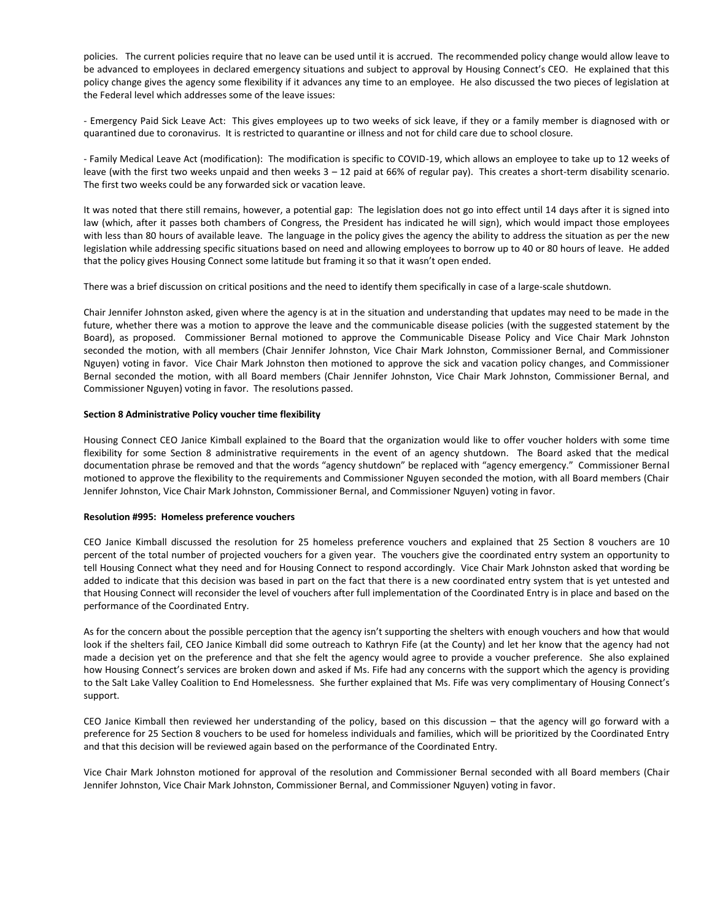policies. The current policies require that no leave can be used until it is accrued. The recommended policy change would allow leave to be advanced to employees in declared emergency situations and subject to approval by Housing Connect's CEO. He explained that this policy change gives the agency some flexibility if it advances any time to an employee. He also discussed the two pieces of legislation at the Federal level which addresses some of the leave issues:

- Emergency Paid Sick Leave Act: This gives employees up to two weeks of sick leave, if they or a family member is diagnosed with or quarantined due to coronavirus. It is restricted to quarantine or illness and not for child care due to school closure.

- Family Medical Leave Act (modification): The modification is specific to COVID-19, which allows an employee to take up to 12 weeks of leave (with the first two weeks unpaid and then weeks 3 – 12 paid at 66% of regular pay). This creates a short-term disability scenario. The first two weeks could be any forwarded sick or vacation leave.

It was noted that there still remains, however, a potential gap: The legislation does not go into effect until 14 days after it is signed into law (which, after it passes both chambers of Congress, the President has indicated he will sign), which would impact those employees with less than 80 hours of available leave. The language in the policy gives the agency the ability to address the situation as per the new legislation while addressing specific situations based on need and allowing employees to borrow up to 40 or 80 hours of leave. He added that the policy gives Housing Connect some latitude but framing it so that it wasn't open ended.

There was a brief discussion on critical positions and the need to identify them specifically in case of a large-scale shutdown.

Chair Jennifer Johnston asked, given where the agency is at in the situation and understanding that updates may need to be made in the future, whether there was a motion to approve the leave and the communicable disease policies (with the suggested statement by the Board), as proposed. Commissioner Bernal motioned to approve the Communicable Disease Policy and Vice Chair Mark Johnston seconded the motion, with all members (Chair Jennifer Johnston, Vice Chair Mark Johnston, Commissioner Bernal, and Commissioner Nguyen) voting in favor. Vice Chair Mark Johnston then motioned to approve the sick and vacation policy changes, and Commissioner Bernal seconded the motion, with all Board members (Chair Jennifer Johnston, Vice Chair Mark Johnston, Commissioner Bernal, and Commissioner Nguyen) voting in favor. The resolutions passed.

**Section 8 Administrative Policy voucher time flexibility**

Housing Connect CEO Janice Kimball explained to the Board that the organization would like to offer voucher holders with some time flexibility for some Section 8 administrative requirements in the event of an agency shutdown. The Board asked that the medical documentation phrase be removed and that the words "agency shutdown" be replaced with "agency emergency." Commissioner Bernal motioned to approve the flexibility to the requirements and Commissioner Nguyen seconded the motion, with all Board members (Chair Jennifer Johnston, Vice Chair Mark Johnston, Commissioner Bernal, and Commissioner Nguyen) voting in favor.

**Resolution #995: Homeless preference vouchers**

CEO Janice Kimball discussed the resolution for 25 homeless preference vouchers and explained that 25 Section 8 vouchers are 10 percent of the total number of projected vouchers for a given year. The vouchers give the coordinated entry system an opportunity to tell Housing Connect what they need and for Housing Connect to respond accordingly. Vice Chair Mark Johnston asked that wording be added to indicate that this decision was based in part on the fact that there is a new coordinated entry system that is yet untested and that Housing Connect will reconsider the level of vouchers after full implementation of the Coordinated Entry is in place and based on the performance of the Coordinated Entry.

As for the concern about the possible perception that the agency isn't supporting the shelters with enough vouchers and how that would look if the shelters fail, CEO Janice Kimball did some outreach to Kathryn Fife (at the County) and let her know that the agency had not made a decision yet on the preference and that she felt the agency would agree to provide a voucher preference. She also explained how Housing Connect's services are broken down and asked if Ms. Fife had any concerns with the support which the agency is providing to the Salt Lake Valley Coalition to End Homelessness. She further explained that Ms. Fife was very complimentary of Housing Connect's support.

CEO Janice Kimball then reviewed her understanding of the policy, based on this discussion – that the agency will go forward with a preference for 25 Section 8 vouchers to be used for homeless individuals and families, which will be prioritized by the Coordinated Entry and that this decision will be reviewed again based on the performance of the Coordinated Entry.

Vice Chair Mark Johnston motioned for approval of the resolution and Commissioner Bernal seconded with all Board members (Chair Jennifer Johnston, Vice Chair Mark Johnston, Commissioner Bernal, and Commissioner Nguyen) voting in favor.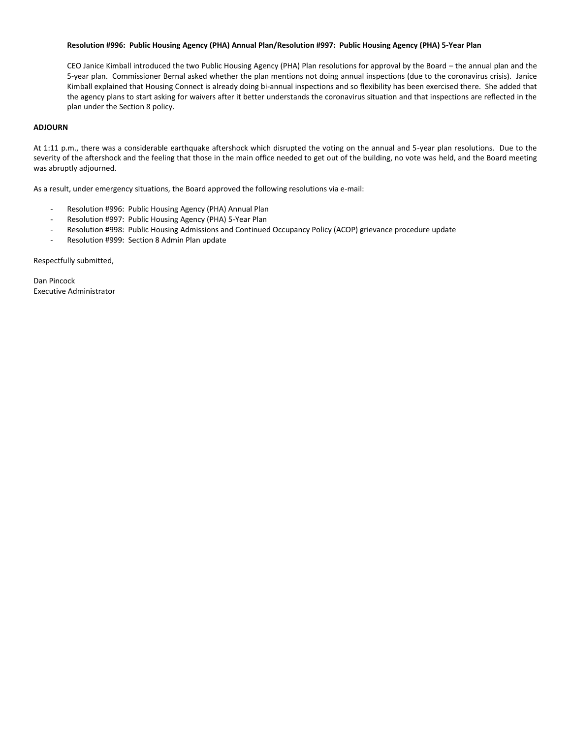**Resolution #996: Public Housing Agency (PHA) Annual Plan/Resolution #997: Public Housing Agency (PHA) 5-Year Plan**

CEO Janice Kimball introduced the two Public Housing Agency (PHA) Plan resolutions for approval by the Board – the annual plan and the 5-year plan. Commissioner Bernal asked whether the plan mentions not doing annual inspections (due to the coronavirus crisis). Janice Kimball explained that Housing Connect is already doing bi-annual inspections and so flexibility has been exercised there. She added that the agency plans to start asking for waivers after it better understands the coronavirus situation and that inspections are reflected in the plan under the Section 8 policy.

**ADJOURN**

At 1:11 p.m., there was a considerable earthquake aftershock which disrupted the voting on the annual and 5-year plan resolutions. Due to the severity of the aftershock and the feeling that those in the main office needed to get out of the building, no vote was held, and the Board meeting was abruptly adjourned.

As a result, under emergency situations, the Board approved the following resolutions via e-mail:

- Resolution #996: Public Housing Agency (PHA) Annual Plan
- Resolution #997: Public Housing Agency (PHA) 5-Year Plan
- Resolution #998: Public Housing Admissions and Continued Occupancy Policy (ACOP) grievance procedure update
- Resolution #999: Section 8 Admin Plan update

Respectfully submitted,

Dan Pincock
Executive Administrator